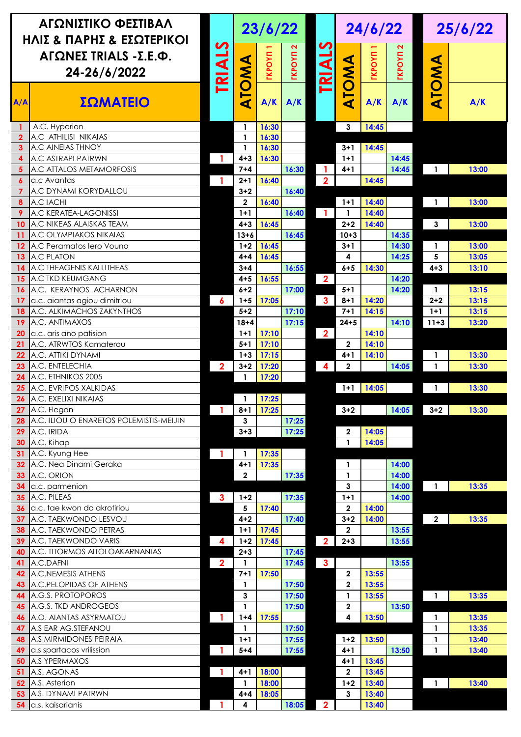| ΑΓΩΝΙΣΤΙΚΟ ΦΕΣΤΙΒΑΛ ΗΛΙΣ & ΠΑΡΗΣ & ΕΣΩΤΕΡΙΚΟΙ ΑΓΩΝΕΣ TRIALS -Σ.Ε.Φ. 24-26/6/2022 | | 23/6/22 | | | | 24/6/22 | | | | 25/6/22 | |
|---|---|---|---|---|---|---|---|---|---|---|---|
| | | TRIALS | ΑΤΟΜΑ | ΓΚΡΟΥΠ 1 | ΓΚΡΟΥΠ 2 | TRIALS | ΑΤΟΜΑ | ΓΚΡΟΥΠ 1 | ΓΚΡΟΥΠ 2 | ΑΤΟΜΑ | |
| Α/Α | ΣΩΜΑΤΕΙΟ | | | Α/Κ | Α/Κ | | | Α/Κ | Α/Κ | | Α/Κ |
| 1 | A.C. Hyperion | | 1 | 16:30 | | | 3 | 14:45 | | | |
| 2 | A.C ATHILISI NIKAIAS | | 1 | 16:30 | | | | | | | |
| 3 | A.C AINEIAS THNOY | | 1 | 16:30 | | | 3+1 | 14:45 | | | |
| 4 | A.C ASTRAPI PATRWN | 1 | 4+3 | 16:30 | | | 1+1 | | 14:45 | | |
| 5 | A.C ATTALOS METAMORFOSIS | | 7+4 | | 16:30 | 1 | 4+1 | | 14:45 | 1 | 13:00 |
| 6 | a.c Avantas | 1 | 2+1 | 16:40 | | 2 | | 14:45 | | | |
| 7 | A.C DYNAMI KORYDALLOU | | 3+2 | | 16:40 | | | | | | |
| 8 | A.C IACHI | | 2 | 16:40 | | | 1+1 | 14:40 | | 1 | 13:00 |
| 9 | A.C KERATEA-LAGONISSI | | 1+1 | | 16:40 | 1 | 1 | 14:40 | | | |
| 10 | A.C NIKEAS ALAISKAS TEAM | | 4+3 | 16:45 | | | 2+2 | 14:40 | | 3 | 13:00 |
| 11 | A.C OLYMPIAKOS NIKAIAS | | 13+6 | | 16:45 | | 10+3 | | 14:35 | | |
| 12 | A.C Peramatos Iero Vouno | | 1+2 | 16:45 | | | 3+1 | | 14:30 | 1 | 13:00 |
| 13 | A.C PLATON | | 4+4 | 16:45 | | | 4 | | 14:25 | 5 | 13:05 |
| 14 | A.C THEAGENIS KALLITHEAS | | 3+4 | | 16:55 | | 6+5 | 14:30 | | 4+3 | 13:10 |
| 15 | A.C TKD KEUMGANG | | 4+5 | 16:55 | | 2 | | | 14:20 | | |
| 16 | A.C. KERAYNOS ACHARNON | | 6+2 | | 17:00 | | 5+1 | | 14:20 | 1 | 13:15 |
| 17 | a.c. aiantas agiou dimitriou | 6 | 1+5 | 17:05 | | 3 | 8+1 | 14:20 | | 2+2 | 13:15 |
| 18 | A.C. ALKIMACHOS ZAKYNTHOS | | 5+2 | | 17:10 | | 7+1 | 14:15 | | 1+1 | 13:15 |
| 19 | A.C. ANTIMAXOS | | 18+4 | | 17:15 | | 24+5 | | 14:10 | 11+3 | 13:20 |
| 20 | a.c. aris ano patision | | 1+1 | 17:10 | | 2 | | 14:10 | | | |
| 21 | A.C. ATRWTOS Kamaterou | | 5+1 | 17:10 | | | 2 | 14:10 | | | |
| 22 | A.C. ATTIKI DYNAMI | | 1+3 | 17:15 | | | 4+1 | 14:10 | | 1 | 13:30 |
| 23 | A.C. ENTELECHIA | 2 | 3+2 | 17:20 | | 4 | 2 | | 14:05 | 1 | 13:30 |
| 24 | A.C. ETHNIKOS 2005 | | 1 | 17:20 | | | | | | | |
| 25 | A.C. EVRIPOS XALKIDAS | | | | | | 1+1 | 14:05 | | 1 | 13:30 |
| 26 | A.C. EXELIXI NIKAIAS | | 1 | 17:25 | | | | | | | |
| 27 | A.C. Flegon | 1 | 8+1 | 17:25 | | | 3+2 | | 14:05 | 3+2 | 13:30 |
| 28 | A.C. ILIOU O ENARETOS POLEMISTIS-MEIJIN | | 3 | | 17:25 | | | | | | |
| 29 | A.C. IRIDA | | 3+3 | | 17:25 | | 2 | 14:05 | | | |
| 30 | A.C. Kihap | | | | | | 1 | 14:05 | | | |
| 31 | A.C. Kyung Hee | 1 | 1 | 17:35 | | | | | | | |
| 32 | A.C. Nea Dinami Geraka | | 4+1 | 17:35 | | | 1 | | 14:00 | | |
| 33 | A.C. ORION | | 2 | | 17:35 | | 1 | | 14:00 | | |
| 34 | a.c. parmenion | | | | | | 3 | | 14:00 | 1 | 13:35 |
| 35 | A.C. PILEAS | 3 | 1+2 | | 17:35 | | 1+1 | | 14:00 | | |
| 36 | a.c. tae kwon do akrotiriou | | 5 | 17:40 | | | 2 | 14:00 | | | |
| 37 | A.C. TAEKWONDO LESVOU | | 4+2 | | 17:40 | | 3+2 | 14:00 | | 2 | 13:35 |
| 38 | A.C. TAEKWONDO PETRAS | | 1+1 | 17:45 | | | 2 | | 13:55 | | |
| 39 | A.C. TAEKWONDO VARIS | 4 | 1+2 | 17:45 | | 2 | 2+3 | | 13:55 | | |
| 40 | A.C. TITORMOS AITOLOAKARNANIAS | | 2+3 | | 17:45 | | | | | | |
| 41 | A.C.DAFNI | 2 | 1 | | 17:45 | 3 | | | 13:55 | | |
| 42 | A.C.NEMESIS ATHENS | | 7+1 | 17:50 | | | 2 | 13:55 | | | |
| 43 | A.C.PELOPIDAS OF ATHENS | | 1 | | 17:50 | | 2 | 13:55 | | | |
| 44 | A.G.S. PROTOPOROS | | 3 | | 17:50 | | 1 | 13:55 | | 1 | 13:35 |
| 45 | A.G.S. TKD ANDROGEOS | | 1 | | 17:50 | | 2 | | 13:50 | | |
| 46 | A.O. AIANTAS ASYRMATOU | 1 | 1+4 | 17:55 | | | 4 | 13:50 | | 1 | 13:35 |
| 47 | A.S EAR AG.STEFANOU | | 1 | | 17:50 | | | | | 1 | 13:35 |
| 48 | A.S MIRMIDONES PEIRAIA | | 1+1 | | 17:55 | | 1+2 | 13:50 | | 1 | 13:40 |
| 49 | a.s spartacos vrilission | 1 | 5+4 | | 17:55 | | 4+1 | | 13:50 | 1 | 13:40 |
| 50 | A.S YPERMAXOS | | | | | | 4+1 | 13:45 | | | |
| 51 | A.S. AGONAS | 1 | 4+1 | 18:00 | | | 2 | 13:45 | | | |
| 52 | A.S. Asterion | | 1 | 18:00 | | | 1+2 | 13:40 | | 1 | 13:40 |
| 53 | A.S. DYNAMI PATRWN | | 4+4 | 18:05 | | | 3 | 13:40 | | | |
| 54 | a.s. kaisarianis | 1 | 4 | | 18:05 | 2 | | 13:40 | | | |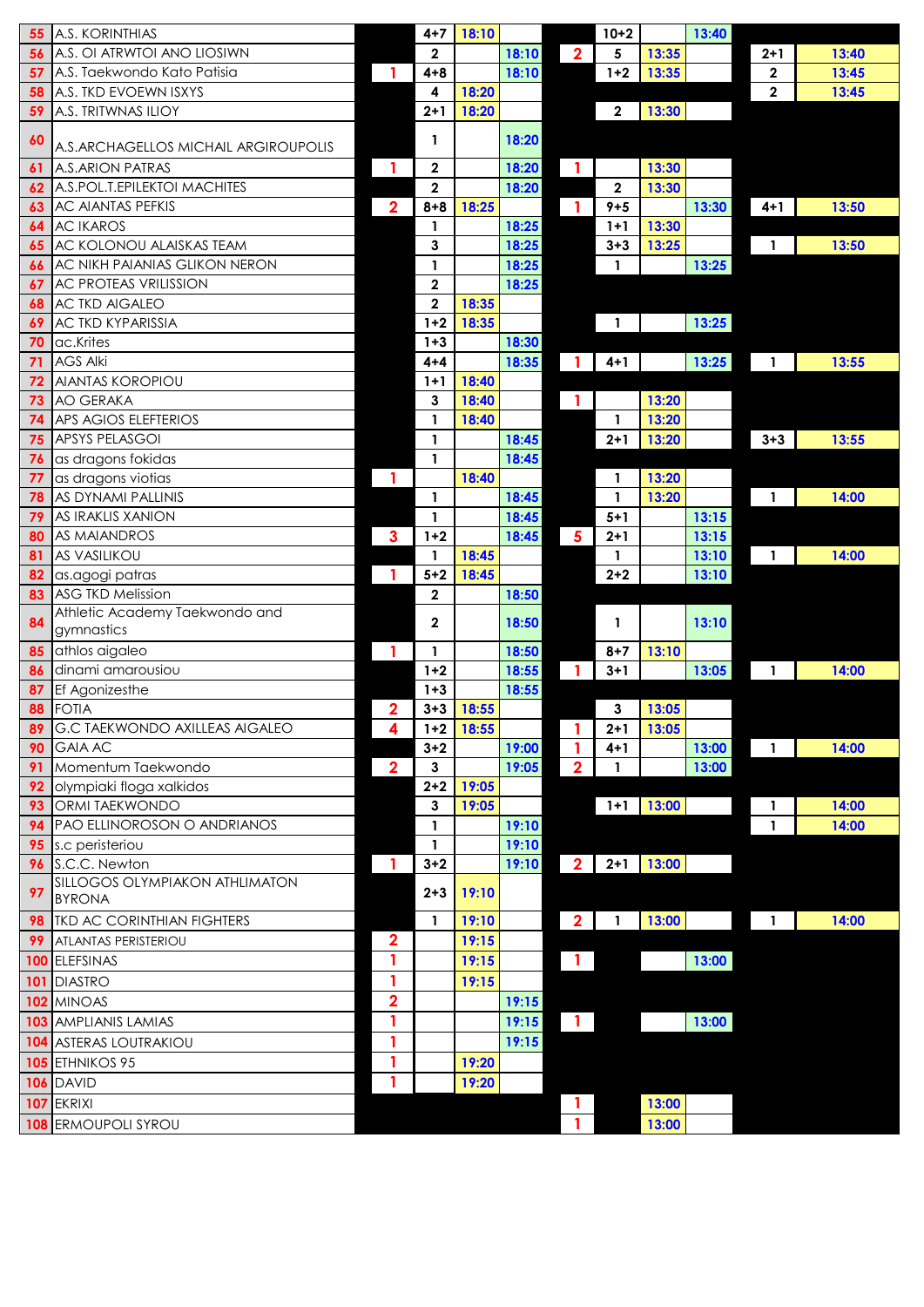| | | | | | | | | | | | |
|---|---|---|---|---|---|---|---|---|---|---|---|
| 55 | A.S. KORINTHIAS | | 4+7 | 18:10 | | | 10+2 | | 13:40 | | |
| 56 | A.S. OI ATRWTOI ANO LIOSIWN | | 2 | | 18:10 | 2 | 5 | 13:35 | | 2+1 | 13:40 |
| 57 | A.S. Taekwondo Kato Patisia | 1 | 4+8 | | 18:10 | | 1+2 | 13:35 | | 2 | 13:45 |
| 58 | A.S. TKD EVOEWN ISXYS | | 4 | 18:20 | | | | | | 2 | 13:45 |
| 59 | A.S. TRITWNAS ILIOY | | 2+1 | 18:20 | | | 2 | 13:30 | | | |
| 60 | A.S.ARCHAGELLOS MICHAIL ARGIROUPOLIS | | 1 | | 18:20 | | | | | | |
| 61 | A.S.ARION PATRAS | 1 | 2 | | 18:20 | 1 | | 13:30 | | | |
| 62 | A.S.POL.T.EPILEKTOI MACHITES | | 2 | | 18:20 | | 2 | 13:30 | | | |
| 63 | AC AIANTAS PEFKIS | 2 | 8+8 | 18:25 | | 1 | 9+5 | | 13:30 | 4+1 | 13:50 |
| 64 | AC IKAROS | | 1 | | 18:25 | | 1+1 | 13:30 | | | |
| 65 | AC KOLONOU ALAISKAS TEAM | | 3 | | 18:25 | | 3+3 | 13:25 | | 1 | 13:50 |
| 66 | AC NIKH PAIANIAS GLIKON NERON | | 1 | | 18:25 | | 1 | | 13:25 | | |
| 67 | AC PROTEAS VRILISSION | | 2 | | 18:25 | | | | | | |
| 68 | AC TKD AIGALEO | | 2 | 18:35 | | | | | | | |
| 69 | AC TKD KYPARISSIA | | 1+2 | 18:35 | | | 1 | | 13:25 | | |
| 70 | ac.Krites | | 1+3 | | 18:30 | | | | | | |
| 71 | AGS Alki | | 4+4 | | 18:35 | 1 | 4+1 | | 13:25 | 1 | 13:55 |
| 72 | AIANTAS KOROPIOU | | 1+1 | 18:40 | | | | | | | |
| 73 | AO GERAKA | | 3 | 18:40 | | 1 | | 13:20 | | | |
| 74 | APS AGIOS ELEFTERIOS | | 1 | 18:40 | | | 1 | 13:20 | | | |
| 75 | APSYS PELASGOI | | 1 | | 18:45 | | 2+1 | 13:20 | | 3+3 | 13:55 |
| 76 | as dragons fokidas | | 1 | | 18:45 | | | | | | |
| 77 | as dragons viotias | 1 | | 18:40 | | | 1 | 13:20 | | | |
| 78 | AS DYNAMI PALLINIS | | 1 | | 18:45 | | 1 | 13:20 | | 1 | 14:00 |
| 79 | AS IRAKLIS XANION | | 1 | | 18:45 | | 5+1 | | 13:15 | | |
| 80 | AS MAIANDROS | 3 | 1+2 | | 18:45 | 5 | 2+1 | | 13:15 | | |
| 81 | AS VASILIKOU | | 1 | 18:45 | | | 1 | | 13:10 | 1 | 14:00 |
| 82 | as.agogi patras | 1 | 5+2 | 18:45 | | | 2+2 | | 13:10 | | |
| 83 | ASG TKD Melission | | 2 | | 18:50 | | | | | | |
| 84 | Athletic Academy Taekwondo and gymnastics | | 2 | | 18:50 | | 1 | | 13:10 | | |
| 85 | athlos aigaleo | 1 | 1 | | 18:50 | 1 | 8+7 | 13:10 | | | |
| 86 | dinami amarousiou | | 1+2 | | 18:55 | 1 | 3+1 | | 13:05 | 1 | 14:00 |
| 87 | Ef Agonizesthe | | 1+3 | | 18:55 | | | | | | |
| 88 | FOTIA | 2 | 3+3 | 18:55 | | | 3 | 13:05 | | | |
| 89 | G.C TAEKWONDO AXILLEAS AIGALEO | 4 | 1+2 | 18:55 | | 1 | 2+1 | 13:05 | | | |
| 90 | GAIA AC | | 3+2 | | 19:00 | 1 | 4+1 | | 13:00 | 1 | 14:00 |
| 91 | Momentum Taekwondo | 2 | 3 | | 19:05 | 2 | 1 | | 13:00 | | |
| 92 | olympiaki floga xalkidos | | 2+2 | 19:05 | | | | | | | |
| 93 | ORMI TAEKWONDO | | 3 | 19:05 | | | 1+1 | 13:00 | | 1 | 14:00 |
| 94 | PAO ELLINOROSON O ANDRIANOS | | 1 | | 19:10 | | | | | 1 | 14:00 |
| 95 | s.c peristeriou | | 1 | | 19:10 | | | | | | |
| 96 | S.C.C. Newton | 1 | 3+2 | | 19:10 | 2 | 2+1 | 13:00 | | | |
| 97 | SILLOGOS OLYMPIAKON ATHLIMATON BYRONA | | 2+3 | 19:10 | | | | | | | |
| 98 | TKD AC CORINTHIAN FIGHTERS | | 1 | 19:10 | | 2 | 1 | 13:00 | | 1 | 14:00 |
| 99 | ATLANTAS PERISTERIOU | 2 | | 19:15 | | | | | | | |
| 100 | ELEFSINAS | 1 | | 19:15 | | 1 | | | 13:00 | | |
| 101 | DIASTRO | 1 | | 19:15 | | | | | | | |
| 102 | MINOAS | 2 | | | 19:15 | | | | | | |
| 103 | AMPLIANIS LAMIAS | 1 | | | 19:15 | 1 | | | 13:00 | | |
| 104 | ASTERAS LOUTRAKIOU | 1 | | | 19:15 | | | | | | |
| 105 | ETHNIKOS 95 | 1 | | 19:20 | | | | | | | |
| 106 | DAVID | 1 | | 19:20 | | | | | | | |
| 107 | EKRIXI | | | | | 1 | | 13:00 | | | |
| 108 | ERMOUPOLI SYROU | | | | | 1 | | 13:00 | | | |